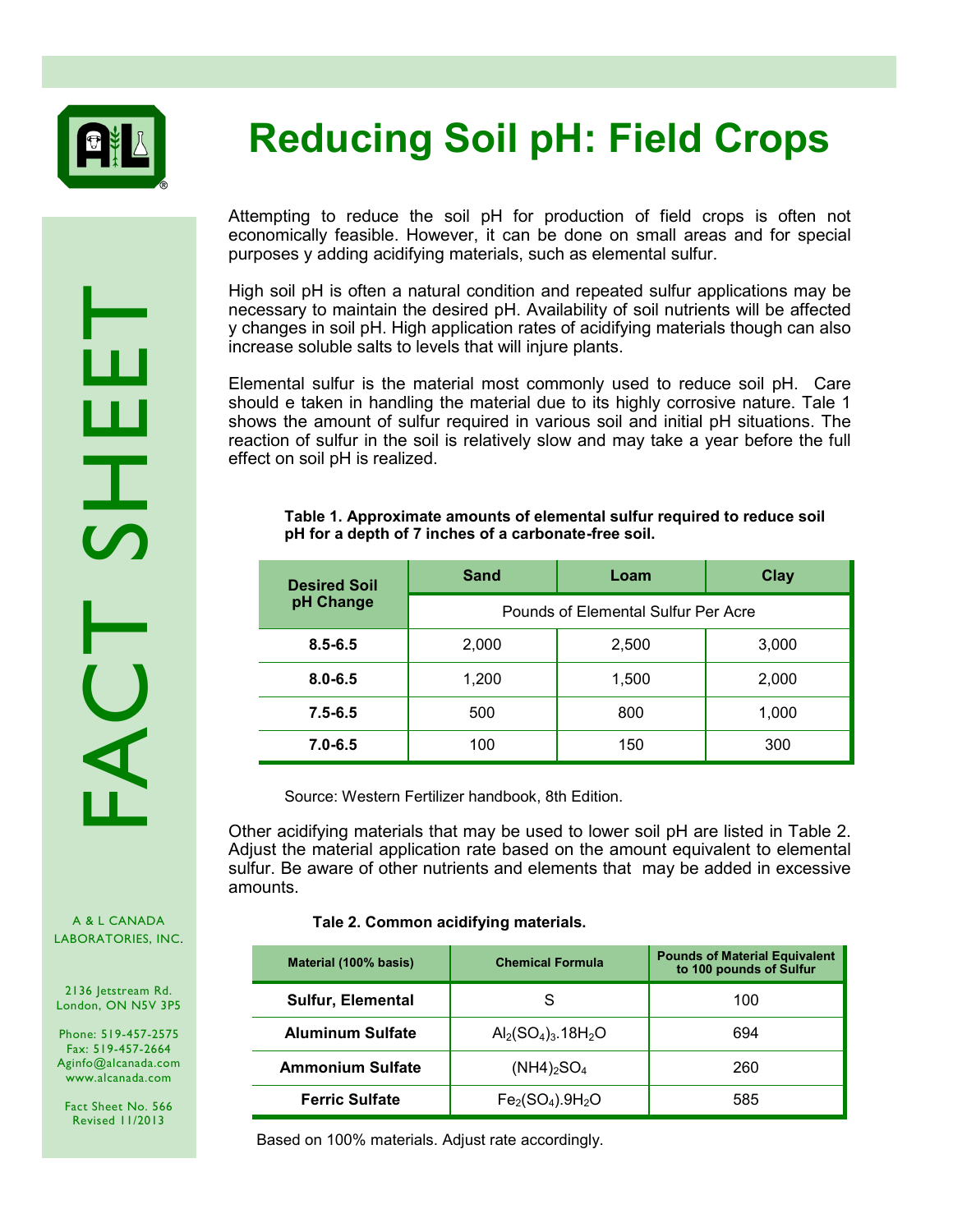# Reducing Soil pH: Field Crops

FACT SHEET

Attempting to reduce the soil pH for production of field crops is often not economically feasible. However, it can be done on small areas and for special purposes y adding acidifying materials, such as elemental sulfur.

High soil pH is often a natural condition and repeated sulfur applications may be necessary to maintain the desired pH. Availability of soil nutrients will be affected y changes in soil pH. High application rates of acidifying materials though can also increase soluble salts to levels that will injure plants.

Elemental sulfur is the material most commonly used to reduce soil pH. Care should e taken in handling the material due to its highly corrosive nature. Tale 1 shows the amount of sulfur required in various soil and initial pH situations. The reaction of sulfur in the soil is relatively slow and may take a year before the full effect on soil pH is realized.

**Table 1. Approximate amounts of elemental sulfur required to reduce soil pH for a depth of 7 inches of a carbonate-free soil.**

| Desired Soil pH Change | Sand | Loam | Clay |
|---|---|---|---|
| | Pounds of Elemental Sulfur Per Acre | | |
| **8.5-6.5** | 2,000 | 2,500 | 3,000 |
| **8.0-6.5** | 1,200 | 1,500 | 2,000 |
| **7.5-6.5** | 500 | 800 | 1,000 |
| **7.0-6.5** | 100 | 150 | 300 |

Source: Western Fertilizer handbook, 8th Edition.

Other acidifying materials that may be used to lower soil pH are listed in Table 2. Adjust the material application rate based on the amount equivalent to elemental sulfur. Be aware of other nutrients and elements that may be added in excessive amounts.

**Tale 2. Common acidifying materials.**

| Material (100% basis) | Chemical Formula | Pounds of Material Equivalent to 100 pounds of Sulfur |
|---|---|---|
| **Sulfur, Elemental** | S | 100 |
| **Aluminum Sulfate** | $Al_2(SO_4)_3.18H_2O$ | 694 |
| **Ammonium Sulfate** | $(NH4)_2SO_4$ | 260 |
| **Ferric Sulfate** | $Fe_2(SO_4).9H_2O$ | 585 |

Based on 100% materials. Adjust rate accordingly.

A & L CANADA LABORATORIES, INC.

2136 Jetstream Rd.
London, ON N5V 3P5

Phone: 519-457-2575
Fax: 519-457-2664
Aginfo@alcanada.com
www.alcanada.com

Fact Sheet No. 566
Revised 11/2013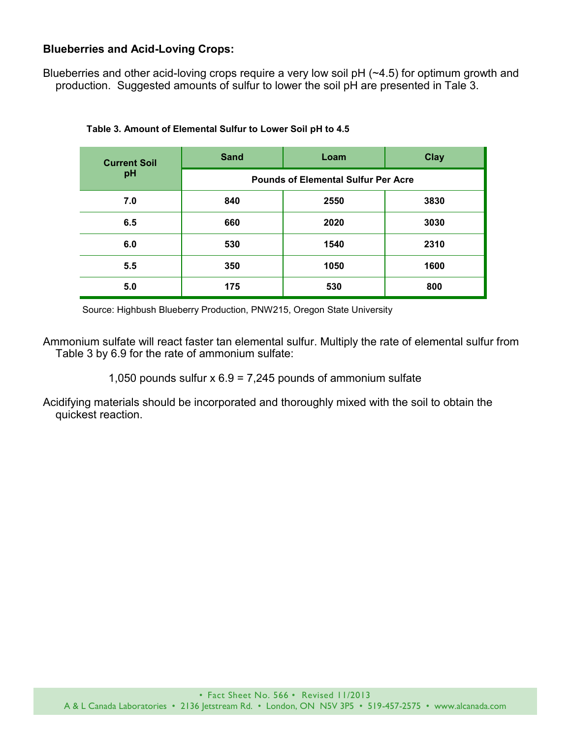**Blueberries and Acid-Loving Crops:**

Blueberries and other acid-loving crops require a very low soil pH (~4.5) for optimum growth and production. Suggested amounts of sulfur to lower the soil pH are presented in Tale 3.

**Table 3. Amount of Elemental Sulfur to Lower Soil pH to 4.5**

| Current Soil pH | Sand | Loam | Clay |
|---|---|---|---|
| | Pounds of Elemental Sulfur Per Acre | | |
| 7.0 | 840 | 2550 | 3830 |
| 6.5 | 660 | 2020 | 3030 |
| 6.0 | 530 | 1540 | 2310 |
| 5.5 | 350 | 1050 | 1600 |
| 5.0 | 175 | 530 | 800 |

Source: Highbush Blueberry Production, PNW215, Oregon State University

Ammonium sulfate will react faster tan elemental sulfur. Multiply the rate of elemental sulfur from Table 3 by 6.9 for the rate of ammonium sulfate:

1,050 pounds sulfur x 6.9 = 7,245 pounds of ammonium sulfate

Acidifying materials should be incorporated and thoroughly mixed with the soil to obtain the quickest reaction.

• Fact Sheet No. 566 • Revised 11/2013

A & L Canada Laboratories • 2136 Jetstream Rd. • London, ON N5V 3P5 • 519-457-2575 • www.alcanada.com